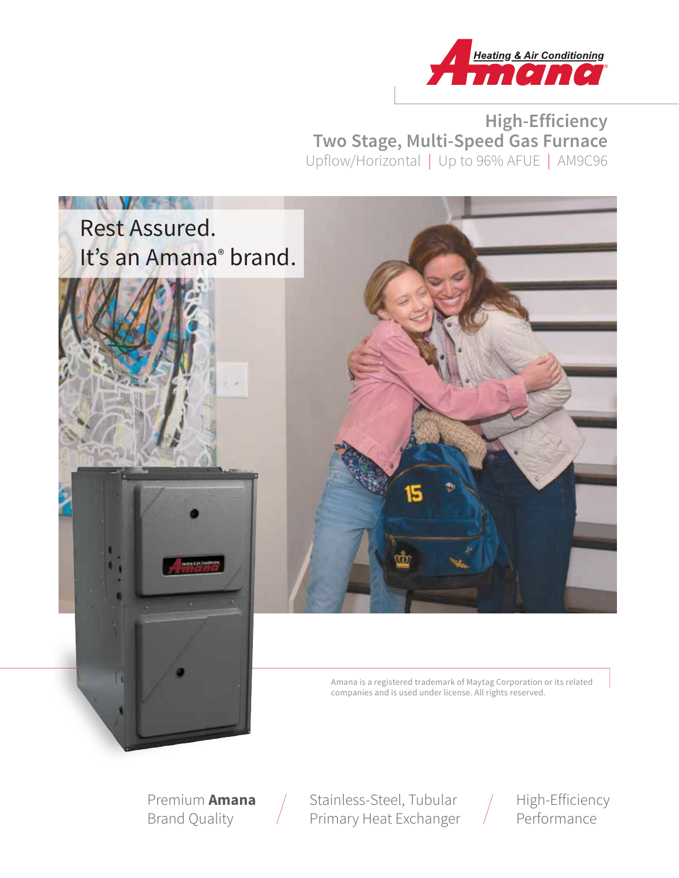Heating & Air Conditioning Amana

# High-Efficiency Two Stage, Multi-Speed Gas Furnace

Upflow/Horizontal | Up to 96% AFUE | AM9C96

Rest Assured.
It's an Amana® brand.

Amana is a registered trademark of Maytag Corporation or its related companies and is used under license. All rights reserved.

Premium **Amana** Brand Quality / Stainless-Steel, Tubular Primary Heat Exchanger / High-Efficiency Performance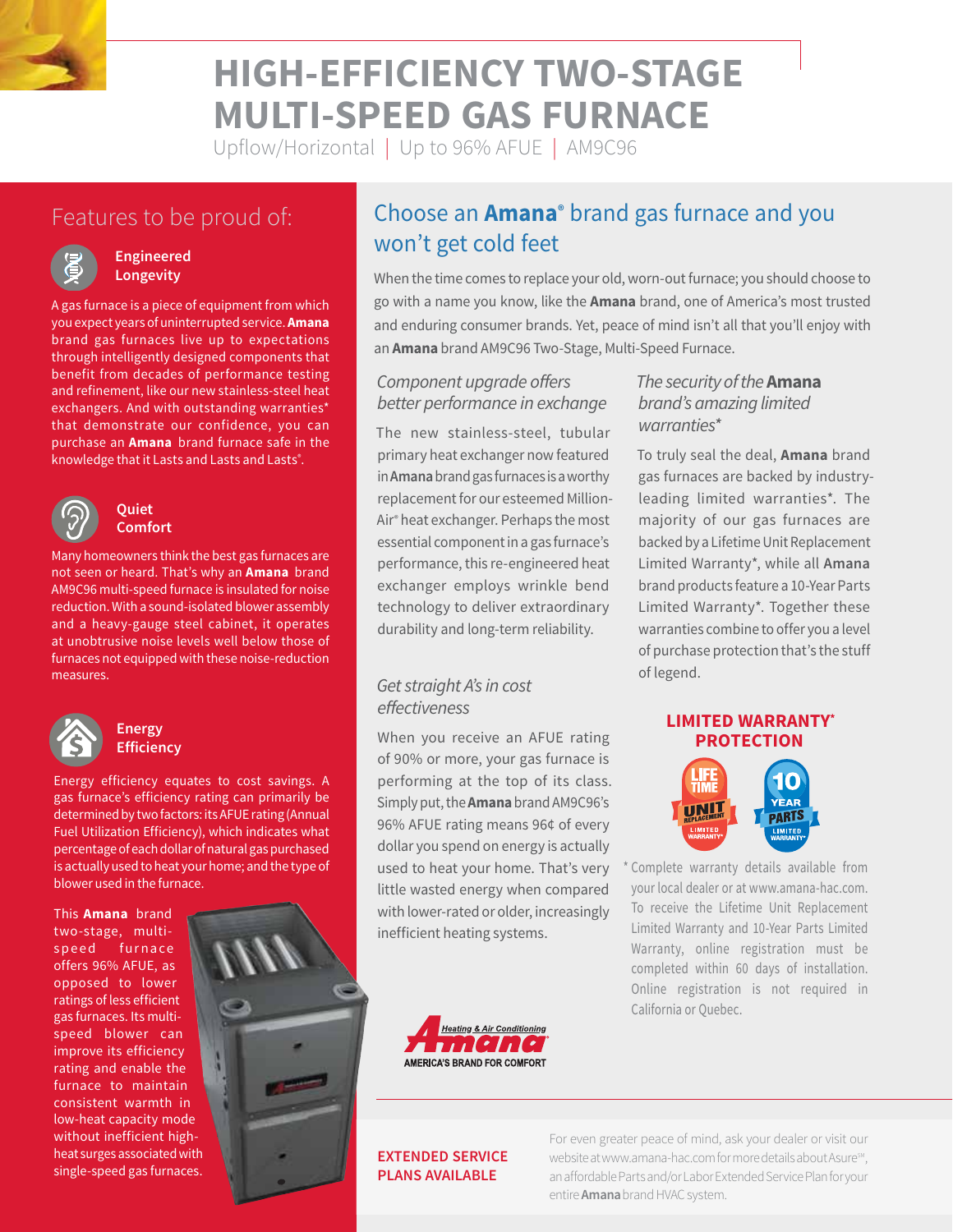# HIGH-EFFICIENCY TWO-STAGE MULTI-SPEED GAS FURNACE

Upflow/Horizontal | Up to 96% AFUE | AM9C96

## Features to be proud of:

### Engineered Longevity

A gas furnace is a piece of equipment from which you expect years of uninterrupted service. **Amana** brand gas furnaces live up to expectations through intelligently designed components that benefit from decades of performance testing and refinement, like our new stainless-steel heat exchangers. And with outstanding warranties* that demonstrate our confidence, you can purchase an **Amana** brand furnace safe in the knowledge that it Lasts and Lasts®.

### Quiet Comfort

Many homeowners think the best gas furnaces are not seen or heard. That's why an **Amana** brand AM9C96 multi-speed furnace is insulated for noise reduction. With a sound-isolated blower assembly and a heavy-gauge steel cabinet, it operates at unobtrusive noise levels well below those of furnaces not equipped with these noise-reduction measures.

### Energy Efficiency

Energy efficiency equates to cost savings. A gas furnace's efficiency rating can primarily be determined by two factors: its AFUE rating (Annual Fuel Utilization Efficiency), which indicates what percentage of each dollar of natural gas purchased is actually used to heat your home; and the type of blower used in the furnace.

This **Amana** brand two-stage, multi-speed furnace offers 96% AFUE, as opposed to lower ratings of less efficient gas furnaces. Its multi-speed blower can improve its efficiency rating and enable the furnace to maintain consistent warmth in low-heat capacity mode without inefficient high-heat surges associated with single-speed gas furnaces.

## Choose an **Amana**® brand gas furnace and you won't get cold feet

When the time comes to replace your old, worn-out furnace; you should choose to go with a name you know, like the **Amana** brand, one of America's most trusted and enduring consumer brands. Yet, peace of mind isn't all that you'll enjoy with an **Amana** brand AM9C96 Two-Stage, Multi-Speed Furnace.

### *Component upgrade offers better performance in exchange*

The new stainless-steel, tubular primary heat exchanger now featured in **Amana** brand gas furnaces is a worthy replacement for our esteemed Million-Air® heat exchanger. Perhaps the most essential component in a gas furnace's performance, this re-engineered heat exchanger employs wrinkle bend technology to deliver extraordinary durability and long-term reliability.

### *Get straight A's in cost effectiveness*

When you receive an AFUE rating of 90% or more, your gas furnace is performing at the top of its class. Simply put, the **Amana** brand AM9C96's 96% AFUE rating means 96¢ of every dollar you spend on energy is actually used to heat your home. That's very little wasted energy when compared with lower-rated or older, increasingly inefficient heating systems.

### *The security of the **Amana** brand's amazing limited warranties**

To truly seal the deal, **Amana** brand gas furnaces are backed by industry-leading limited warranties*. The majority of our gas furnaces are backed by a Lifetime Unit Replacement Limited Warranty*, while all **Amana** brand products feature a 10-Year Parts Limited Warranty*. Together these warranties combine to offer you a level of purchase protection that's the stuff of legend.

**LIMITED WARRANTY* PROTECTION**

LIFETIME UNIT REPLACEMENT LIMITED WARRANTY* | 10 YEAR PARTS LIMITED WARRANTY*

* Complete warranty details available from your local dealer or at www.amana-hac.com. To receive the Lifetime Unit Replacement Limited Warranty and 10-Year Parts Limited Warranty, online registration must be completed within 60 days of installation. Online registration is not required in California or Quebec.

Amana Heating & Air Conditioning — AMERICA'S BRAND FOR COMFORT

**EXTENDED SERVICE PLANS AVAILABLE**

For even greater peace of mind, ask your dealer or visit our website at www.amana-hac.com for more details about Asure℠, an affordable Parts and/or Labor Extended Service Plan for your entire **Amana** brand HVAC system.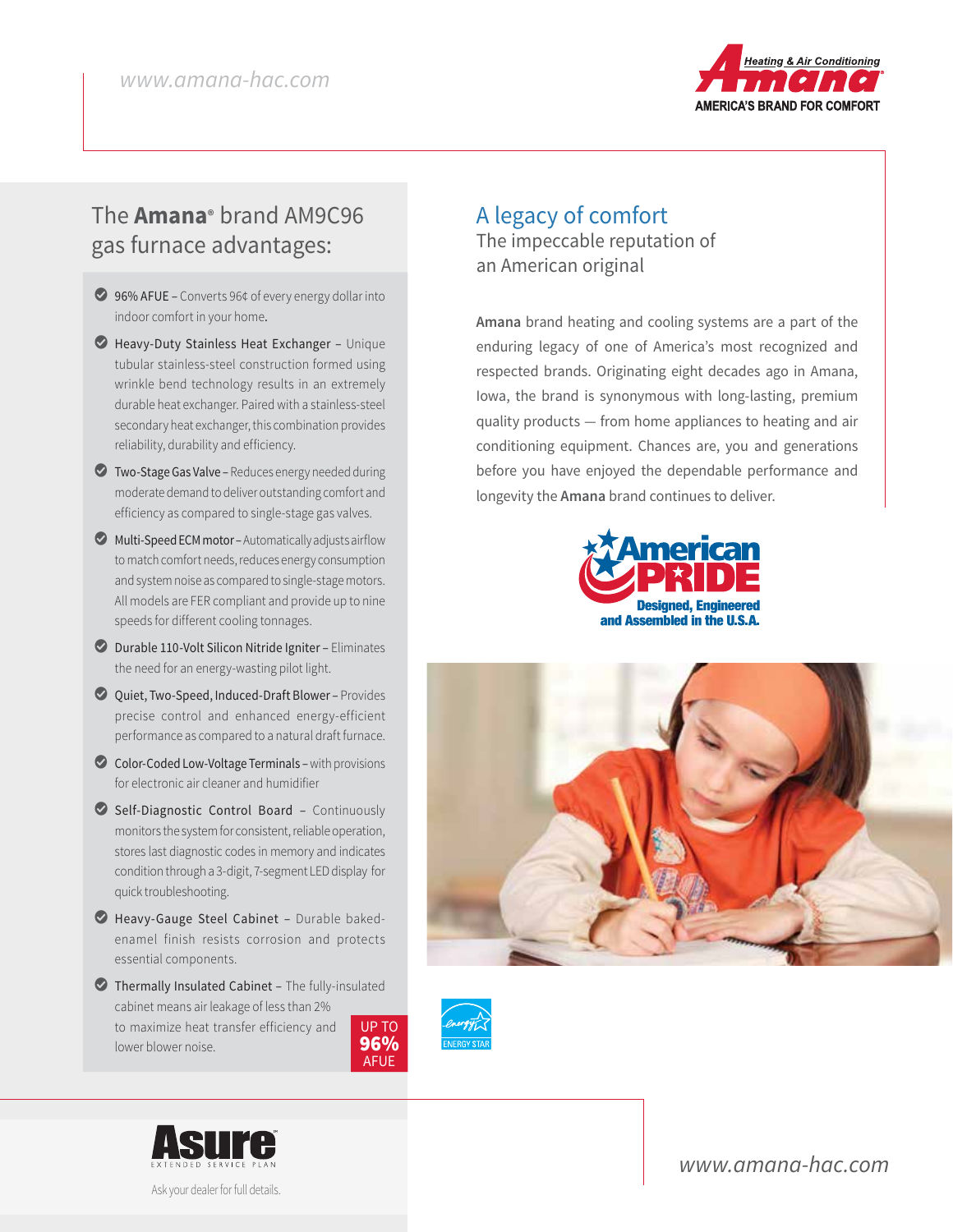www.amana-hac.com

Heating & Air Conditioning
Amana®
AMERICA'S BRAND FOR COMFORT

## The **Amana**® brand AM9C96 gas furnace advantages:

- 96% AFUE – Converts 96¢ of every energy dollar into indoor comfort in your home.
- Heavy-Duty Stainless Heat Exchanger – Unique tubular stainless-steel construction formed using wrinkle bend technology results in an extremely durable heat exchanger. Paired with a stainless-steel secondary heat exchanger, this combination provides reliability, durability and efficiency.
- Two-Stage Gas Valve – Reduces energy needed during moderate demand to deliver outstanding comfort and efficiency as compared to single-stage gas valves.
- Multi-Speed ECM motor – Automatically adjusts airflow to match comfort needs, reduces energy consumption and system noise as compared to single-stage motors. All models are FER compliant and provide up to nine speeds for different cooling tonnages.
- Durable 110-Volt Silicon Nitride Igniter – Eliminates the need for an energy-wasting pilot light.
- Quiet, Two-Speed, Induced-Draft Blower – Provides precise control and enhanced energy-efficient performance as compared to a natural draft furnace.
- Color-Coded Low-Voltage Terminals – with provisions for electronic air cleaner and humidifier
- Self-Diagnostic Control Board – Continuously monitors the system for consistent, reliable operation, stores last diagnostic codes in memory and indicates condition through a 3-digit, 7-segment LED display for quick troubleshooting.
- Heavy-Gauge Steel Cabinet – Durable baked-enamel finish resists corrosion and protects essential components.
- Thermally Insulated Cabinet – The fully-insulated cabinet means air leakage of less than 2% to maximize heat transfer efficiency and lower blower noise.

UP TO **96%** AFUE

## A legacy of comfort

### The impeccable reputation of an American original

**Amana** brand heating and cooling systems are a part of the enduring legacy of one of America's most recognized and respected brands. Originating eight decades ago in Amana, Iowa, the brand is synonymous with long-lasting, premium quality products — from home appliances to heating and air conditioning equipment. Chances are, you and generations before you have enjoyed the dependable performance and longevity the **Amana** brand continues to deliver.

American PRIDE
Designed, Engineered and Assembled in the U.S.A.

ENERGY STAR

Asure℠ EXTENDED SERVICE PLAN

Ask your dealer for full details.

www.amana-hac.com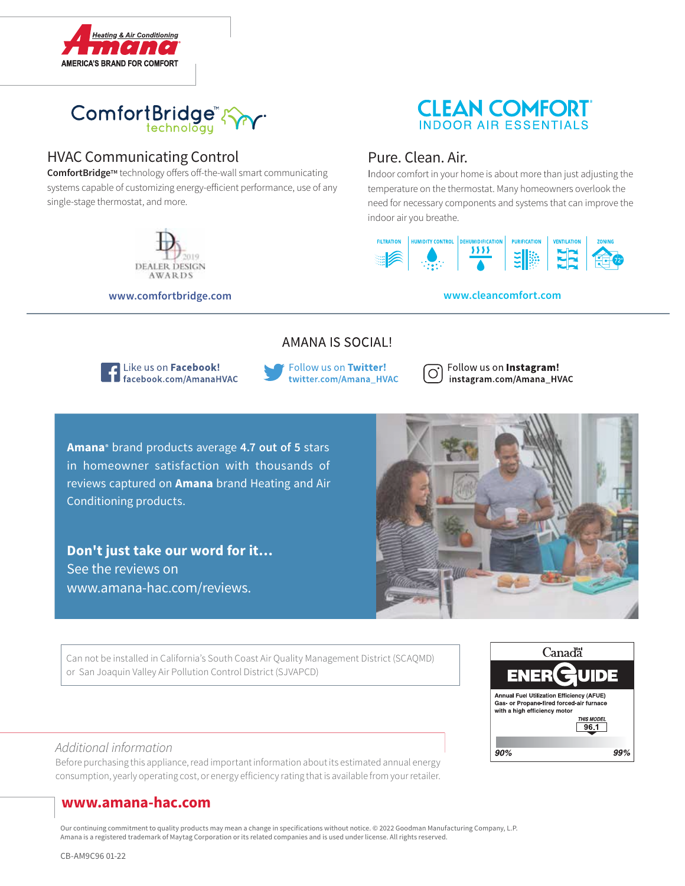Amana Heating & Air Conditioning
AMERICA'S BRAND FOR COMFORT

ComfortBridge™ technology

## HVAC Communicating Control

**ComfortBridge™** technology offers off-the-wall smart communicating systems capable of customizing energy-efficient performance, use of any single-stage thermostat, and more.

2019 DEALER DESIGN AWARDS

www.comfortbridge.com

CLEAN COMFORT
INDOOR AIR ESSENTIALS

## Pure. Clean. Air.

Indoor comfort in your home is about more than just adjusting the temperature on the thermostat. Many homeowners overlook the need for necessary components and systems that can improve the indoor air you breathe.

FILTRATION | HUMIDITY CONTROL | DEHUMIDIFICATION | PURIFICATION | VENTILATION | ZONING

72°

www.cleancomfort.com

## AMANA IS SOCIAL!

Like us on **Facebook!**
facebook.com/AmanaHVAC

Follow us on **Twitter!**
twitter.com/Amana_HVAC

Follow us on **Instagram!**
instagram.com/Amana_HVAC

**Amana®** brand products average **4.7 out of 5** stars in homeowner satisfaction with thousands of reviews captured on **Amana** brand Heating and Air Conditioning products.

**Don't just take our word for it…**
See the reviews on
www.amana-hac.com/reviews.

Can not be installed in California's South Coast Air Quality Management District (SCAQMD) or San Joaquin Valley Air Pollution Control District (SJVAPCD)

Canada
ENERGUIDE
Annual Fuel Utilization Efficiency (AFUE)
Gas- or Propane-fired forced-air furnace with a high efficiency motor
THIS MODEL
96.1
90%
99%

*Additional information*

Before purchasing this appliance, read important information about its estimated annual energy consumption, yearly operating cost, or energy efficiency rating that is available from your retailer.

**www.amana-hac.com**

Our continuing commitment to quality products may mean a change in specifications without notice. © 2022 Goodman Manufacturing Company, L.P.
Amana is a registered trademark of Maytag Corporation or its related companies and is used under license. All rights reserved.

CB-AM9C96 01-22